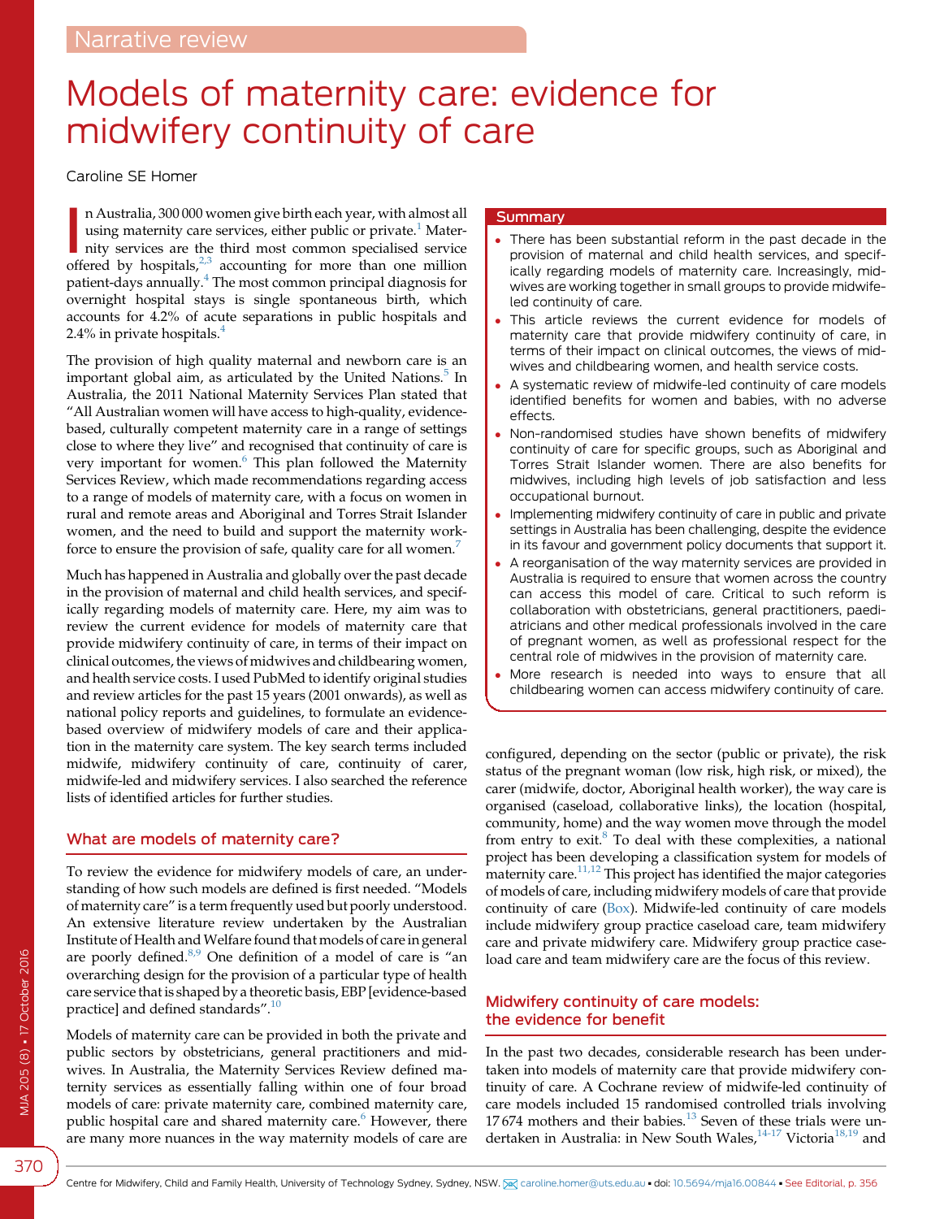Narrative review

# Models of maternity care: evidence for midwifery continuity of care

Caroline SE Homer

In Australia, 300 000 women give birth each year, with almost all using maternity care services, either public or private.[1] Maternity services are the third most common specialised service offered by hospitals,[2,3] accounting for more than one million patient-days annually.[4] The most common principal diagnosis for overnight hospital stays is single spontaneous birth, which accounts for 4.2% of acute separations in public hospitals and 2.4% in private hospitals.[4]

The provision of high quality maternal and newborn care is an important global aim, as articulated by the United Nations.[5] In Australia, the 2011 National Maternity Services Plan stated that "All Australian women will have access to high-quality, evidence-based, culturally competent maternity care in a range of settings close to where they live" and recognised that continuity of care is very important for women.[6] This plan followed the Maternity Services Review, which made recommendations regarding access to a range of models of maternity care, with a focus on women in rural and remote areas and Aboriginal and Torres Strait Islander women, and the need to build and support the maternity workforce to ensure the provision of safe, quality care for all women.[7]

Much has happened in Australia and globally over the past decade in the provision of maternal and child health services, and specifically regarding models of maternity care. Here, my aim was to review the current evidence for models of maternity care that provide midwifery continuity of care, in terms of their impact on clinical outcomes, the views of midwives and childbearing women, and health service costs. I used PubMed to identify original studies and review articles for the past 15 years (2001 onwards), as well as national policy reports and guidelines, to formulate an evidence-based overview of midwifery models of care and their application in the maternity care system. The key search terms included midwife, midwifery continuity of care, continuity of carer, midwife-led and midwifery services. I also searched the reference lists of identified articles for further studies.

## Summary

- There has been substantial reform in the past decade in the provision of maternal and child health services, and specifically regarding models of maternity care. Increasingly, midwives are working together in small groups to provide midwife-led continuity of care.
- This article reviews the current evidence for models of maternity care that provide midwifery continuity of care, in terms of their impact on clinical outcomes, the views of midwives and childbearing women, and health service costs.
- A systematic review of midwife-led continuity of care models identified benefits for women and babies, with no adverse effects.
- Non-randomised studies have shown benefits of midwifery continuity of care for specific groups, such as Aboriginal and Torres Strait Islander women. There are also benefits for midwives, including high levels of job satisfaction and less occupational burnout.
- Implementing midwifery continuity of care in public and private settings in Australia has been challenging, despite the evidence in its favour and government policy documents that support it.
- A reorganisation of the way maternity services are provided in Australia is required to ensure that women across the country can access this model of care. Critical to such reform is collaboration with obstetricians, general practitioners, paediatricians and other medical professionals involved in the care of pregnant women, as well as professional respect for the central role of midwives in the provision of maternity care.
- More research is needed into ways to ensure that all childbearing women can access midwifery continuity of care.

## What are models of maternity care?

To review the evidence for midwifery models of care, an understanding of how such models are defined is first needed. "Models of maternity care" is a term frequently used but poorly understood. An extensive literature review undertaken by the Australian Institute of Health and Welfare found that models of care in general are poorly defined.[8,9] One definition of a model of care is "an overarching design for the provision of a particular type of health care service that is shaped by a theoretic basis, EBP [evidence-based practice] and defined standards".[10]

Models of maternity care can be provided in both the private and public sectors by obstetricians, general practitioners and midwives. In Australia, the Maternity Services Review defined maternity services as essentially falling within one of four broad models of care: private maternity care, combined maternity care, public hospital care and shared maternity care.[6] However, there are many more nuances in the way maternity models of care are configured, depending on the sector (public or private), the risk status of the pregnant woman (low risk, high risk, or mixed), the carer (midwife, doctor, Aboriginal health worker), the way care is organised (caseload, collaborative links), the location (hospital, community, home) and the way women move through the model from entry to exit.[8] To deal with these complexities, a national project has been developing a classification system for models of maternity care.[11,12] This project has identified the major categories of models of care, including midwifery models of care that provide continuity of care (Box). Midwife-led continuity of care models include midwifery group practice caseload care, team midwifery care and private midwifery care. Midwifery group practice caseload care and team midwifery care are the focus of this review.

## Midwifery continuity of care models: the evidence for benefit

In the past two decades, considerable research has been undertaken into models of maternity care that provide midwifery continuity of care. A Cochrane review of midwife-led continuity of care models included 15 randomised controlled trials involving 17 674 mothers and their babies.[13] Seven of these trials were undertaken in Australia: in New South Wales,[14-17] Victoria[18,19] and

Centre for Midwifery, Child and Family Health, University of Technology Sydney, Sydney, NSW. caroline.homer@uts.edu.au • doi: 10.5694/mja16.00844 • See Editorial, p. 356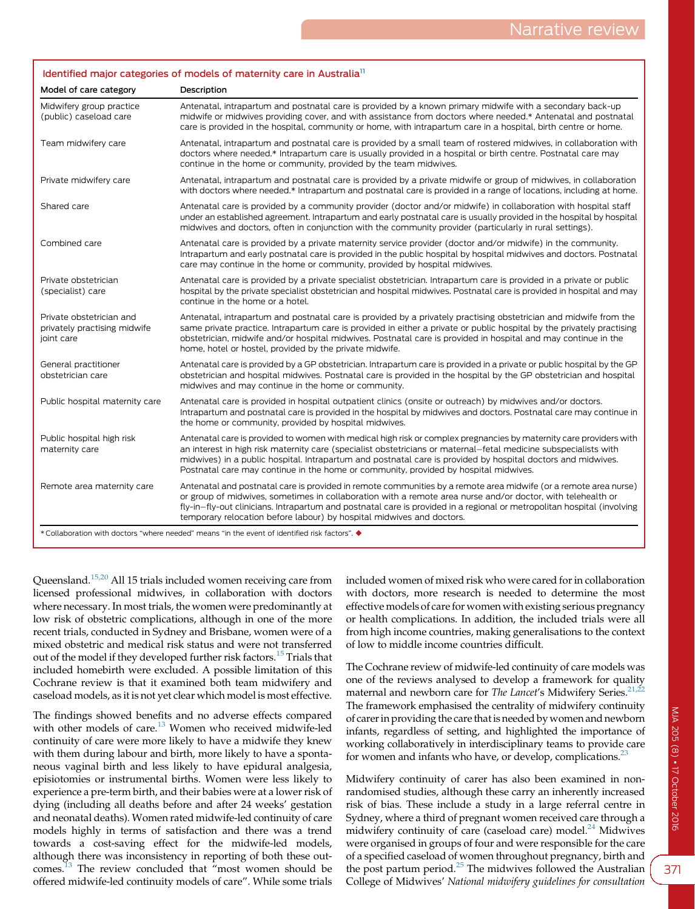**Identified major categories of models of maternity care in Australia[11]**

| Model of care category | Description |
|---|---|
| Midwifery group practice (public) caseload care | Antenatal, intrapartum and postnatal care is provided by a known primary midwife with a secondary back-up midwife or midwives providing cover, and with assistance from doctors where needed.* Antenatal and postnatal care is provided in the hospital, community or home, with intrapartum care in a hospital, birth centre or home. |
| Team midwifery care | Antenatal, intrapartum and postnatal care is provided by a small team of rostered midwives, in collaboration with doctors where needed.* Intrapartum care is usually provided in a hospital or birth centre. Postnatal care may continue in the home or community, provided by the team midwives. |
| Private midwifery care | Antenatal, intrapartum and postnatal care is provided by a private midwife or group of midwives, in collaboration with doctors where needed.* Intrapartum and postnatal care is provided in a range of locations, including at home. |
| Shared care | Antenatal care is provided by a community provider (doctor and/or midwife) in collaboration with hospital staff under an established agreement. Intrapartum and early postnatal care is usually provided in the hospital by hospital midwives and doctors, often in conjunction with the community provider (particularly in rural settings). |
| Combined care | Antenatal care is provided by a private maternity service provider (doctor and/or midwife) in the community. Intrapartum and early postnatal care is provided in the public hospital by hospital midwives and doctors. Postnatal care may continue in the home or community, provided by hospital midwives. |
| Private obstetrician (specialist) care | Antenatal care is provided by a private specialist obstetrician. Intrapartum care is provided in a private or public hospital by the private specialist obstetrician and hospital midwives. Postnatal care is provided in hospital and may continue in the home or a hotel. |
| Private obstetrician and privately practising midwife joint care | Antenatal, intrapartum and postnatal care is provided by a privately practising obstetrician and midwife from the same private practice. Intrapartum care is provided in either a private or public hospital by the privately practising obstetrician, midwife and/or hospital midwives. Postnatal care is provided in hospital and may continue in the home, hotel or hostel, provided by the private midwife. |
| General practitioner obstetrician care | Antenatal care is provided by a GP obstetrician. Intrapartum care is provided in a private or public hospital by the GP obstetrician and hospital midwives. Postnatal care is provided in the hospital by the GP obstetrician and hospital midwives and may continue in the home or community. |
| Public hospital maternity care | Antenatal care is provided in hospital outpatient clinics (onsite or outreach) by midwives and/or doctors. Intrapartum and postnatal care is provided in the hospital by midwives and doctors. Postnatal care may continue in the home or community, provided by hospital midwives. |
| Public hospital high risk maternity care | Antenatal care is provided to women with medical high risk or complex pregnancies by maternity care providers with an interest in high risk maternity care (specialist obstetricians or maternal–fetal medicine subspecialists with midwives) in a public hospital. Intrapartum and postnatal care is provided by hospital doctors and midwives. Postnatal care may continue in the home or community, provided by hospital midwives. |
| Remote area maternity care | Antenatal and postnatal care is provided in remote communities by a remote area midwife (or a remote area nurse) or group of midwives, sometimes in collaboration with a remote area nurse and/or doctor, with telehealth or fly-in–fly-out clinicians. Intrapartum and postnatal care is provided in a regional or metropolitan hospital (involving temporary relocation before labour) by hospital midwives and doctors. |

* Collaboration with doctors "where needed" means "in the event of identified risk factors". ◆

Queensland.[15,20] All 15 trials included women receiving care from licensed professional midwives, in collaboration with doctors where necessary. In most trials, the women were predominantly at low risk of obstetric complications, although in one of the more recent trials, conducted in Sydney and Brisbane, women were of a mixed obstetric and medical risk status and were not transferred out of the model if they developed further risk factors.[15] Trials that included homebirth were excluded. A possible limitation of this Cochrane review is that it examined both team midwifery and caseload models, as it is not yet clear which model is most effective.

The findings showed benefits and no adverse effects compared with other models of care.[13] Women who received midwife-led continuity of care were more likely to have a midwife they knew with them during labour and birth, more likely to have a spontaneous vaginal birth and less likely to have epidural analgesia, episiotomies or instrumental births. Women were less likely to experience a pre-term birth, and their babies were at a lower risk of dying (including all deaths before and after 24 weeks' gestation and neonatal deaths). Women rated midwife-led continuity of care models highly in terms of satisfaction and there was a trend towards a cost-saving effect for the midwife-led models, although there was inconsistency in reporting of both these outcomes.[13] The review concluded that "most women should be offered midwife-led continuity models of care". While some trials included women of mixed risk who were cared for in collaboration with doctors, more research is needed to determine the most effective models of care for women with existing serious pregnancy or health complications. In addition, the included trials were all from high income countries, making generalisations to the context of low to middle income countries difficult.

The Cochrane review of midwife-led continuity of care models was one of the reviews analysed to develop a framework for quality maternal and newborn care for *The Lancet*'s Midwifery Series.[21,22] The framework emphasised the centrality of midwifery continuity of carer in providing the care that is needed by women and newborn infants, regardless of setting, and highlighted the importance of working collaboratively in interdisciplinary teams to provide care for women and infants who have, or develop, complications.[23]

Midwifery continuity of carer has also been examined in non-randomised studies, although these carry an inherently increased risk of bias. These include a study in a large referral centre in Sydney, where a third of pregnant women received care through a midwifery continuity of care (caseload care) model.[24] Midwives were organised in groups of four and were responsible for the care of a specified caseload of women throughout pregnancy, birth and the post partum period.[25] The midwives followed the Australian College of Midwives' *National midwifery guidelines for consultation*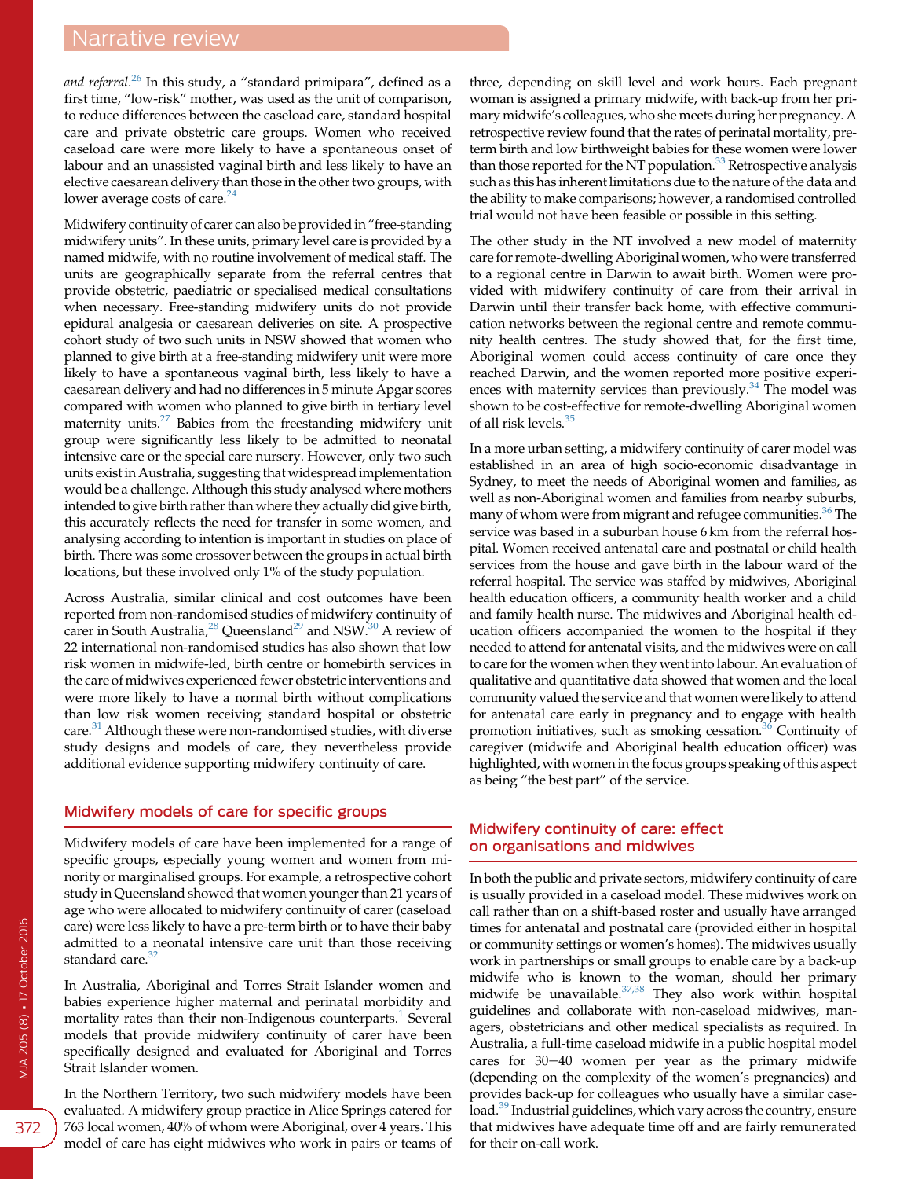*and referral*.[26] In this study, a "standard primipara", defined as a first time, "low-risk" mother, was used as the unit of comparison, to reduce differences between the caseload care, standard hospital care and private obstetric care groups. Women who received caseload care were more likely to have a spontaneous onset of labour and an unassisted vaginal birth and less likely to have an elective caesarean delivery than those in the other two groups, with lower average costs of care.[24]

Midwifery continuity of carer can also be provided in "free-standing midwifery units". In these units, primary level care is provided by a named midwife, with no routine involvement of medical staff. The units are geographically separate from the referral centres that provide obstetric, paediatric or specialised medical consultations when necessary. Free-standing midwifery units do not provide epidural analgesia or caesarean deliveries on site. A prospective cohort study of two such units in NSW showed that women who planned to give birth at a free-standing midwifery unit were more likely to have a spontaneous vaginal birth, less likely to have a caesarean delivery and had no differences in 5 minute Apgar scores compared with women who planned to give birth in tertiary level maternity units.[27] Babies from the freestanding midwifery unit group were significantly less likely to be admitted to neonatal intensive care or the special care nursery. However, only two such units exist in Australia, suggesting that widespread implementation would be a challenge. Although this study analysed where mothers intended to give birth rather than where they actually did give birth, this accurately reflects the need for transfer in some women, and analysing according to intention is important in studies on place of birth. There was some crossover between the groups in actual birth locations, but these involved only 1% of the study population.

Across Australia, similar clinical and cost outcomes have been reported from non-randomised studies of midwifery continuity of carer in South Australia,[28] Queensland[29] and NSW.[30] A review of 22 international non-randomised studies has also shown that low risk women in midwife-led, birth centre or homebirth services in the care of midwives experienced fewer obstetric interventions and were more likely to have a normal birth without complications than low risk women receiving standard hospital or obstetric care.[31] Although these were non-randomised studies, with diverse study designs and models of care, they nevertheless provide additional evidence supporting midwifery continuity of care.

## Midwifery models of care for specific groups

Midwifery models of care have been implemented for a range of specific groups, especially young women and women from minority or marginalised groups. For example, a retrospective cohort study in Queensland showed that women younger than 21 years of age who were allocated to midwifery continuity of carer (caseload care) were less likely to have a pre-term birth or to have their baby admitted to a neonatal intensive care unit than those receiving standard care.[32]

In Australia, Aboriginal and Torres Strait Islander women and babies experience higher maternal and perinatal morbidity and mortality rates than their non-Indigenous counterparts.[1] Several models that provide midwifery continuity of carer have been specifically designed and evaluated for Aboriginal and Torres Strait Islander women.

In the Northern Territory, two such midwifery models have been evaluated. A midwifery group practice in Alice Springs catered for 763 local women, 40% of whom were Aboriginal, over 4 years. This model of care has eight midwives who work in pairs or teams of three, depending on skill level and work hours. Each pregnant woman is assigned a primary midwife, with back-up from her primary midwife's colleagues, who she meets during her pregnancy. A retrospective review found that the rates of perinatal mortality, preterm birth and low birthweight babies for these women were lower than those reported for the NT population.[33] Retrospective analysis such as this has inherent limitations due to the nature of the data and the ability to make comparisons; however, a randomised controlled trial would not have been feasible or possible in this setting.

The other study in the NT involved a new model of maternity care for remote-dwelling Aboriginal women, who were transferred to a regional centre in Darwin to await birth. Women were provided with midwifery continuity of care from their arrival in Darwin until their transfer back home, with effective communication networks between the regional centre and remote community health centres. The study showed that, for the first time, Aboriginal women could access continuity of care once they reached Darwin, and the women reported more positive experiences with maternity services than previously.[34] The model was shown to be cost-effective for remote-dwelling Aboriginal women of all risk levels.[35]

In a more urban setting, a midwifery continuity of carer model was established in an area of high socio-economic disadvantage in Sydney, to meet the needs of Aboriginal women and families, as well as non-Aboriginal women and families from nearby suburbs, many of whom were from migrant and refugee communities.[36] The service was based in a suburban house 6 km from the referral hospital. Women received antenatal care and postnatal or child health services from the house and gave birth in the labour ward of the referral hospital. The service was staffed by midwives, Aboriginal health education officers, a community health worker and a child and family health nurse. The midwives and Aboriginal health education officers accompanied the women to the hospital if they needed to attend for antenatal visits, and the midwives were on call to care for the women when they went into labour. An evaluation of qualitative and quantitative data showed that women and the local community valued the service and that women were likely to attend for antenatal care early in pregnancy and to engage with health promotion initiatives, such as smoking cessation.[36] Continuity of caregiver (midwife and Aboriginal health education officer) was highlighted, with women in the focus groups speaking of this aspect as being "the best part" of the service.

## Midwifery continuity of care: effect on organisations and midwives

In both the public and private sectors, midwifery continuity of care is usually provided in a caseload model. These midwives work on call rather than on a shift-based roster and usually have arranged times for antenatal and postnatal care (provided either in hospital or community settings or women's homes). The midwives usually work in partnerships or small groups to enable care by a back-up midwife who is known to the woman, should her primary midwife be unavailable.[37,38] They also work within hospital guidelines and collaborate with non-caseload midwives, managers, obstetricians and other medical specialists as required. In Australia, a full-time caseload midwife in a public hospital model cares for 30−40 women per year as the primary midwife (depending on the complexity of the women's pregnancies) and provides back-up for colleagues who usually have a similar caseload.[39] Industrial guidelines, which vary across the country, ensure that midwives have adequate time off and are fairly remunerated for their on-call work.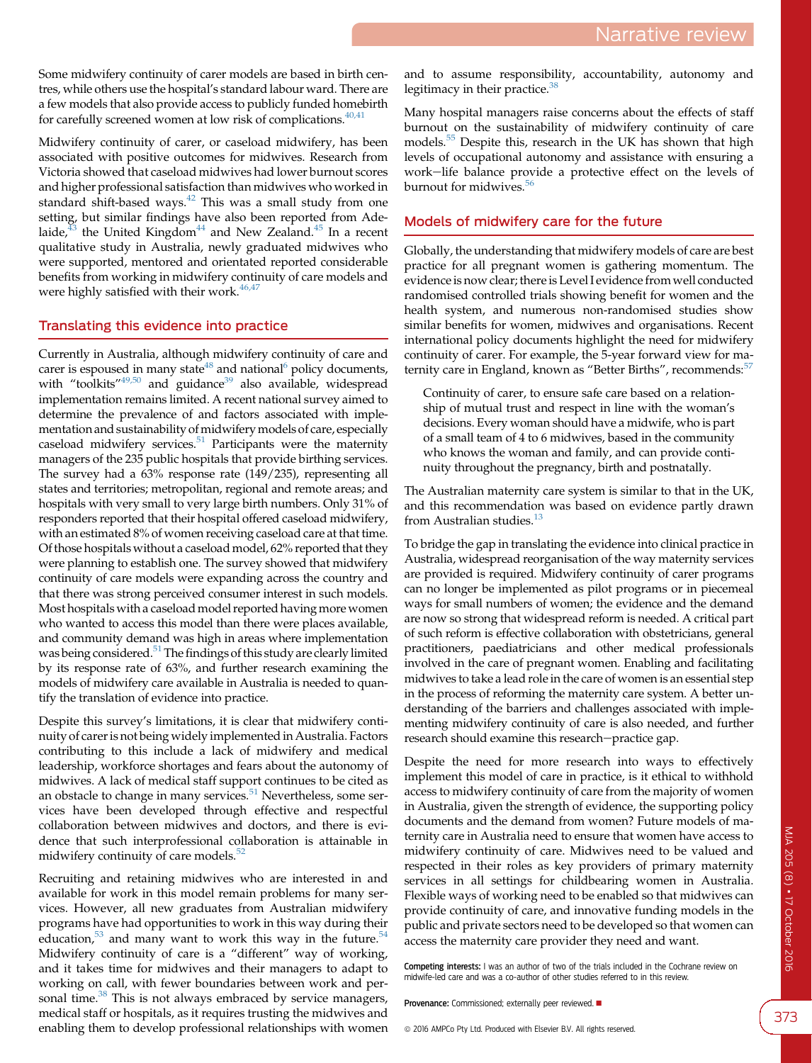Some midwifery continuity of carer models are based in birth centres, while others use the hospital's standard labour ward. There are a few models that also provide access to publicly funded homebirth for carefully screened women at low risk of complications.[40,41]

Midwifery continuity of carer, or caseload midwifery, has been associated with positive outcomes for midwives. Research from Victoria showed that caseload midwives had lower burnout scores and higher professional satisfaction than midwives who worked in standard shift-based ways.[42] This was a small study from one setting, but similar findings have also been reported from Adelaide,[43] the United Kingdom[44] and New Zealand.[45] In a recent qualitative study in Australia, newly graduated midwives who were supported, mentored and orientated reported considerable benefits from working in midwifery continuity of care models and were highly satisfied with their work.[46,47]

## Translating this evidence into practice

Currently in Australia, although midwifery continuity of care and carer is espoused in many state[48] and national[6] policy documents, with "toolkits"[49,50] and guidance[39] also available, widespread implementation remains limited. A recent national survey aimed to determine the prevalence of and factors associated with implementation and sustainability of midwifery models of care, especially caseload midwifery services.[51] Participants were the maternity managers of the 235 public hospitals that provide birthing services. The survey had a 63% response rate (149/235), representing all states and territories; metropolitan, regional and remote areas; and hospitals with very small to very large birth numbers. Only 31% of responders reported that their hospital offered caseload midwifery, with an estimated 8% of women receiving caseload care at that time. Of those hospitals without a caseload model, 62% reported that they were planning to establish one. The survey showed that midwifery continuity of care models were expanding across the country and that there was strong perceived consumer interest in such models. Most hospitals with a caseload model reported having more women who wanted to access this model than there were places available, and community demand was high in areas where implementation was being considered.[51] The findings of this study are clearly limited by its response rate of 63%, and further research examining the models of midwifery care available in Australia is needed to quantify the translation of evidence into practice.

Despite this survey's limitations, it is clear that midwifery continuity of carer is not being widely implemented in Australia. Factors contributing to this include a lack of midwifery and medical leadership, workforce shortages and fears about the autonomy of midwives. A lack of medical staff support continues to be cited as an obstacle to change in many services.[51] Nevertheless, some services have been developed through effective and respectful collaboration between midwives and doctors, and there is evidence that such interprofessional collaboration is attainable in midwifery continuity of care models.[52]

Recruiting and retaining midwives who are interested in and available for work in this model remain problems for many services. However, all new graduates from Australian midwifery programs have had opportunities to work in this way during their education,[53] and many want to work this way in the future.[54] Midwifery continuity of care is a "different" way of working, and it takes time for midwives and their managers to adapt to working on call, with fewer boundaries between work and personal time.[38] This is not always embraced by service managers, medical staff or hospitals, as it requires trusting the midwives and enabling them to develop professional relationships with women and to assume responsibility, accountability, autonomy and legitimacy in their practice.[38]

Many hospital managers raise concerns about the effects of staff burnout on the sustainability of midwifery continuity of care models.[55] Despite this, research in the UK has shown that high levels of occupational autonomy and assistance with ensuring a work–life balance provide a protective effect on the levels of burnout for midwives.[56]

## Models of midwifery care for the future

Globally, the understanding that midwifery models of care are best practice for all pregnant women is gathering momentum. The evidence is now clear; there is Level I evidence from well conducted randomised controlled trials showing benefit for women and the health system, and numerous non-randomised studies show similar benefits for women, midwives and organisations. Recent international policy documents highlight the need for midwifery continuity of carer. For example, the 5-year forward view for maternity care in England, known as "Better Births", recommends:[57]

> Continuity of carer, to ensure safe care based on a relationship of mutual trust and respect in line with the woman's decisions. Every woman should have a midwife, who is part of a small team of 4 to 6 midwives, based in the community who knows the woman and family, and can provide continuity throughout the pregnancy, birth and postnatally.

The Australian maternity care system is similar to that in the UK, and this recommendation was based on evidence partly drawn from Australian studies.[13]

To bridge the gap in translating the evidence into clinical practice in Australia, widespread reorganisation of the way maternity services are provided is required. Midwifery continuity of carer programs can no longer be implemented as pilot programs or in piecemeal ways for small numbers of women; the evidence and the demand are now so strong that widespread reform is needed. A critical part of such reform is effective collaboration with obstetricians, general practitioners, paediatricians and other medical professionals involved in the care of pregnant women. Enabling and facilitating midwives to take a lead role in the care of women is an essential step in the process of reforming the maternity care system. A better understanding of the barriers and challenges associated with implementing midwifery continuity of care is also needed, and further research should examine this research–practice gap.

Despite the need for more research into ways to effectively implement this model of care in practice, is it ethical to withhold access to midwifery continuity of care from the majority of women in Australia, given the strength of evidence, the supporting policy documents and the demand from women? Future models of maternity care in Australia need to ensure that women have access to midwifery continuity of care. Midwives need to be valued and respected in their roles as key providers of primary maternity services in all settings for childbearing women in Australia. Flexible ways of working need to be enabled so that midwives can provide continuity of care, and innovative funding models in the public and private sectors need to be developed so that women can access the maternity care provider they need and want.

**Competing interests:** I was an author of two of the trials included in the Cochrane review on midwife-led care and was a co-author of other studies referred to in this review.

**Provenance:** Commissioned; externally peer reviewed. ■

© 2016 AMPCo Pty Ltd. Produced with Elsevier B.V. All rights reserved.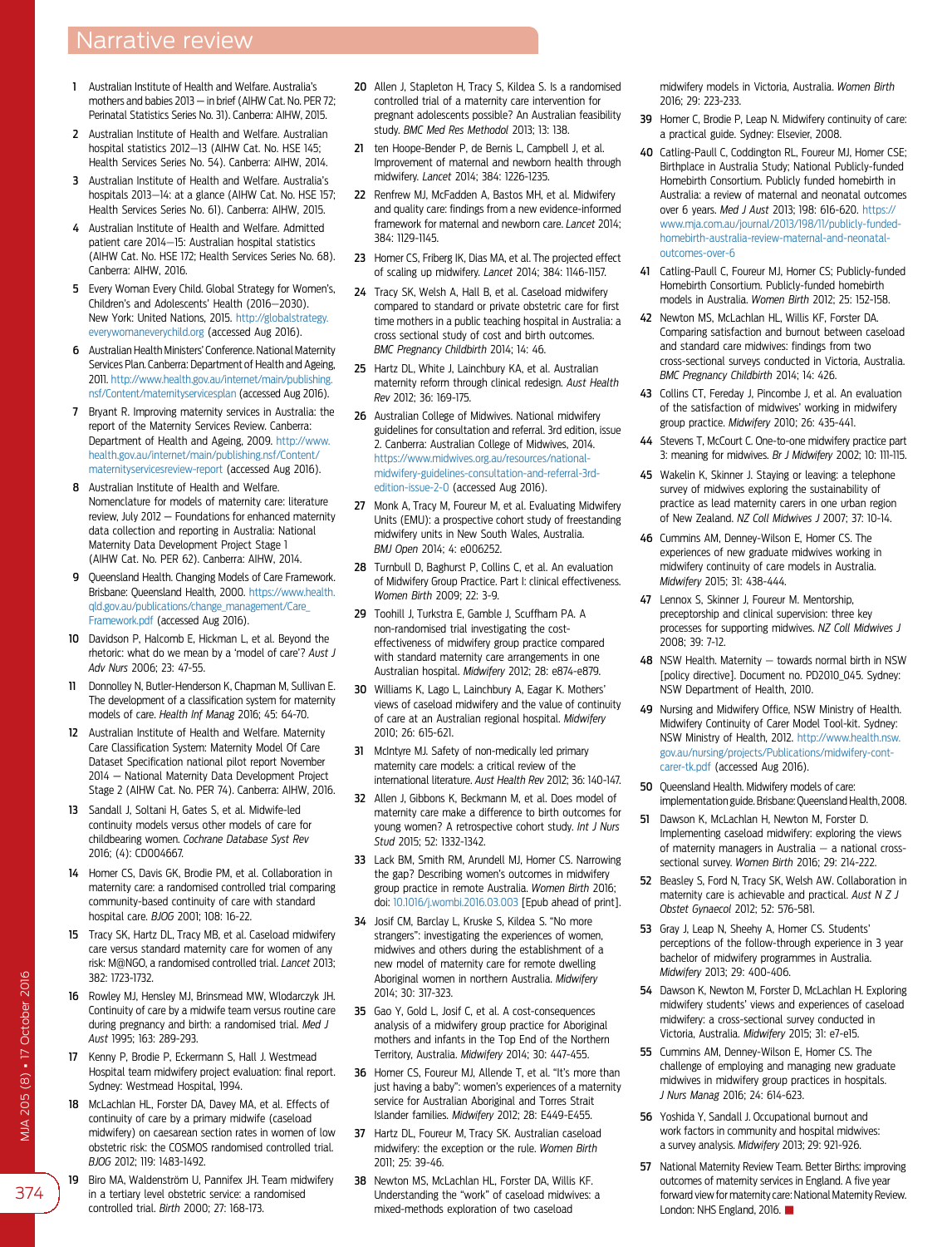1. Australian Institute of Health and Welfare. Australia's mothers and babies 2013 — in brief (AIHW Cat. No. PER 72; Perinatal Statistics Series No. 31). Canberra: AIHW, 2015.
2. Australian Institute of Health and Welfare. Australian hospital statistics 2012–13 (AIHW Cat. No. HSE 145; Health Services Series No. 54). Canberra: AIHW, 2014.
3. Australian Institute of Health and Welfare. Australia's hospitals 2013–14: at a glance (AIHW Cat. No. HSE 157; Health Services Series No. 61). Canberra: AIHW, 2015.
4. Australian Institute of Health and Welfare. Admitted patient care 2014–15: Australian hospital statistics (AIHW Cat. No. HSE 172; Health Services Series No. 68). Canberra: AIHW, 2016.
5. Every Woman Every Child. Global Strategy for Women's, Children's and Adolescents' Health (2016–2030). New York: United Nations, 2015. http://globalstrategy.everywomaneverychild.org (accessed Aug 2016).
6. Australian Health Ministers' Conference. National Maternity Services Plan. Canberra: Department of Health and Ageing, 2011. http://www.health.gov.au/internet/main/publishing.nsf/Content/maternityservicesplan (accessed Aug 2016).
7. Bryant R. Improving maternity services in Australia: the report of the Maternity Services Review. Canberra: Department of Health and Ageing, 2009. http://www.health.gov.au/internet/main/publishing.nsf/Content/maternityservicesreview-report (accessed Aug 2016).
8. Australian Institute of Health and Welfare. Nomenclature for models of maternity care: literature review, July 2012 — Foundations for enhanced maternity data collection and reporting in Australia: National Maternity Data Development Project Stage 1 (AIHW Cat. No. PER 62). Canberra: AIHW, 2014.
9. Queensland Health. Changing Models of Care Framework. Brisbane: Queensland Health, 2000. https://www.health.qld.gov.au/publications/change_management/Care_Framework.pdf (accessed Aug 2016).
10. Davidson P, Halcomb E, Hickman L, et al. Beyond the rhetoric: what do we mean by a 'model of care'? *Aust J Adv Nurs* 2006; 23: 47-55.
11. Donnolley N, Butler-Henderson K, Chapman M, Sullivan E. The development of a classification system for maternity models of care. *Health Inf Manag* 2016; 45: 64-70.
12. Australian Institute of Health and Welfare. Maternity Care Classification System: Maternity Model Of Care Dataset Specification national pilot report November 2014 — National Maternity Data Development Project Stage 2 (AIHW Cat. No. PER 74). Canberra: AIHW, 2016.
13. Sandall J, Soltani H, Gates S, et al. Midwife-led continuity models versus other models of care for childbearing women. *Cochrane Database Syst Rev* 2016; (4): CD004667.
14. Homer CS, Davis GK, Brodie PM, et al. Collaboration in maternity care: a randomised controlled trial comparing community-based continuity of care with standard hospital care. *BJOG* 2001; 108: 16-22.
15. Tracy SK, Hartz DL, Tracy MB, et al. Caseload midwifery care versus standard maternity care for women of any risk: M@NGO, a randomised controlled trial. *Lancet* 2013; 382: 1723-1732.
16. Rowley MJ, Hensley MJ, Brinsmead MW, Wlodarczyk JH. Continuity of care by a midwife team versus routine care during pregnancy and birth: a randomised trial. *Med J Aust* 1995; 163: 289-293.
17. Kenny P, Brodie P, Eckermann S, Hall J. Westmead Hospital team midwifery project evaluation: final report. Sydney: Westmead Hospital, 1994.
18. McLachlan HL, Forster DA, Davey MA, et al. Effects of continuity of care by a primary midwife (caseload midwifery) on caesarean section rates in women of low obstetric risk: the COSMOS randomised controlled trial. *BJOG* 2012; 119: 1483-1492.
19. Biro MA, Waldenström U, Pannifex JH. Team midwifery in a tertiary level obstetric service: a randomised controlled trial. *Birth* 2000; 27: 168-173.
20. Allen J, Stapleton H, Tracy S, Kildea S. Is a randomised controlled trial of a maternity care intervention for pregnant adolescents possible? An Australian feasibility study. *BMC Med Res Methodol* 2013; 13: 138.
21. ten Hoope-Bender P, de Bernis L, Campbell J, et al. Improvement of maternal and newborn health through midwifery. *Lancet* 2014; 384: 1226-1235.
22. Renfrew MJ, McFadden A, Bastos MH, et al. Midwifery and quality care: findings from a new evidence-informed framework for maternal and newborn care. *Lancet* 2014; 384: 1129-1145.
23. Homer CS, Friberg IK, Dias MA, et al. The projected effect of scaling up midwifery. *Lancet* 2014; 384: 1146-1157.
24. Tracy SK, Welsh A, Hall B, et al. Caseload midwifery compared to standard or private obstetric care for first time mothers in a public teaching hospital in Australia: a cross sectional study of cost and birth outcomes. *BMC Pregnancy Childbirth* 2014; 14: 46.
25. Hartz DL, White J, Lainchbury KA, et al. Australian maternity reform through clinical redesign. *Aust Health Rev* 2012; 36: 169-175.
26. Australian College of Midwives. National midwifery guidelines for consultation and referral. 3rd edition, issue 2. Canberra: Australian College of Midwives, 2014. https://www.midwives.org.au/resources/national-midwifery-guidelines-consultation-and-referral-3rd-edition-issue-2-0 (accessed Aug 2016).
27. Monk A, Tracy M, Foureur M, et al. Evaluating Midwifery Units (EMU): a prospective cohort study of freestanding midwifery units in New South Wales, Australia. *BMJ Open* 2014; 4: e006252.
28. Turnbull D, Baghurst P, Collins C, et al. An evaluation of Midwifery Group Practice. Part I: clinical effectiveness. *Women Birth* 2009; 22: 3-9.
29. Toohill J, Turkstra E, Gamble J, Scuffham PA. A non-randomised trial investigating the cost-effectiveness of midwifery group practice compared with standard maternity care arrangements in one Australian hospital. *Midwifery* 2012; 28: e874-e879.
30. Williams K, Lago L, Lainchbury A, Eagar K. Mothers' views of caseload midwifery and the value of continuity of care at an Australian regional hospital. *Midwifery* 2010; 26: 615-621.
31. McIntyre MJ. Safety of non-medically led primary maternity care models: a critical review of the international literature. *Aust Health Rev* 2012; 36: 140-147.
32. Allen J, Gibbons K, Beckmann M, et al. Does model of maternity care make a difference to birth outcomes for young women? A retrospective cohort study. *Int J Nurs Stud* 2015; 52: 1332-1342.
33. Lack BM, Smith RM, Arundell MJ, Homer CS. Narrowing the gap? Describing women's outcomes in midwifery group practice in remote Australia. *Women Birth* 2016; doi: 10.1016/j.wombi.2016.03.003 [Epub ahead of print].
34. Josif CM, Barclay L, Kruske S, Kildea S. "No more strangers": investigating the experiences of women, midwives and others during the establishment of a new model of maternity care for remote dwelling Aboriginal women in northern Australia. *Midwifery* 2014; 30: 317-323.
35. Gao Y, Gold L, Josif C, et al. A cost-consequences analysis of a midwifery group practice for Aboriginal mothers and infants in the Top End of the Northern Territory, Australia. *Midwifery* 2014; 30: 447-455.
36. Homer CS, Foureur MJ, Allende T, et al. "It's more than just having a baby": women's experiences of a maternity service for Australian Aboriginal and Torres Strait Islander families. *Midwifery* 2012; 28: E449-E455.
37. Hartz DL, Foureur M, Tracy SK. Australian caseload midwifery: the exception or the rule. *Women Birth* 2011; 25: 39-46.
38. Newton MS, McLachlan HL, Forster DA, Willis KF. Understanding the "work" of caseload midwives: a mixed-methods exploration of two caseload midwifery models in Victoria, Australia. *Women Birth* 2016; 29: 223-233.
39. Homer C, Brodie P, Leap N. Midwifery continuity of care: a practical guide. Sydney: Elsevier, 2008.
40. Catling-Paull C, Coddington RL, Foureur MJ, Homer CSE; Birthplace in Australia Study; National Publicly-funded Homebirth Consortium. Publicly funded homebirth in Australia: a review of maternal and neonatal outcomes over 6 years. *Med J Aust* 2013; 198: 616-620. https://www.mja.com.au/journal/2013/198/11/publicly-funded-homebirth-australia-review-maternal-and-neonatal-outcomes-over-6
41. Catling-Paull C, Foureur MJ, Homer CS; Publicly-funded Homebirth Consortium. Publicly-funded homebirth models in Australia. *Women Birth* 2012; 25: 152-158.
42. Newton MS, McLachlan HL, Willis KF, Forster DA. Comparing satisfaction and burnout between caseload and standard care midwives: findings from two cross-sectional surveys conducted in Victoria, Australia. *BMC Pregnancy Childbirth* 2014; 14: 426.
43. Collins CT, Fereday J, Pincombe J, et al. An evaluation of the satisfaction of midwives' working in midwifery group practice. *Midwifery* 2010; 26: 435-441.
44. Stevens T, McCourt C. One-to-one midwifery practice part 3: meaning for midwives. *Br J Midwifery* 2002; 10: 111-115.
45. Wakelin K, Skinner J. Staying or leaving: a telephone survey of midwives exploring the sustainability of practice as lead maternity carers in one urban region of New Zealand. *NZ Coll Midwives J* 2007; 37: 10-14.
46. Cummins AM, Denney-Wilson E, Homer CS. The experiences of new graduate midwives working in midwifery continuity of care models in Australia. *Midwifery* 2015; 31: 438-444.
47. Lennox S, Skinner J, Foureur M. Mentorship, preceptorship and clinical supervision: three key processes for supporting midwives. *NZ Coll Midwives J* 2008; 39: 7-12.
48. NSW Health. Maternity — towards normal birth in NSW [policy directive]. Document no. PD2010_045. Sydney: NSW Department of Health, 2010.
49. Nursing and Midwifery Office, NSW Ministry of Health. Midwifery Continuity of Carer Model Tool-kit. Sydney: NSW Ministry of Health, 2012. http://www.health.nsw.gov.au/nursing/projects/Publications/midwifery-cont-carer-tk.pdf (accessed Aug 2016).
50. Queensland Health. Midwifery models of care: implementation guide. Brisbane: Queensland Health, 2008.
51. Dawson K, McLachlan H, Newton M, Forster D. Implementing caseload midwifery: exploring the views of maternity managers in Australia — a national cross-sectional survey. *Women Birth* 2016; 29: 214-222.
52. Beasley S, Ford N, Tracy SK, Welsh AW. Collaboration in maternity care is achievable and practical. *Aust N Z J Obstet Gynaecol* 2012; 52: 576-581.
53. Gray J, Leap N, Sheehy A, Homer CS. Students' perceptions of the follow-through experience in 3 year bachelor of midwifery programmes in Australia. *Midwifery* 2013; 29: 400-406.
54. Dawson K, Newton M, Forster D, McLachlan H. Exploring midwifery students' views and experiences of caseload midwifery: a cross-sectional survey conducted in Victoria, Australia. *Midwifery* 2015; 31: e7-e15.
55. Cummins AM, Denney-Wilson E, Homer CS. The challenge of employing and managing new graduate midwives in midwifery group practices in hospitals. *J Nurs Manag* 2016; 24: 614-623.
56. Yoshida Y, Sandall J. Occupational burnout and work factors in community and hospital midwives: a survey analysis. *Midwifery* 2013; 29: 921-926.
57. National Maternity Review Team. Better Births: improving outcomes of maternity services in England. A five year forward view for maternity care: National Maternity Review. London: NHS England, 2016. ■